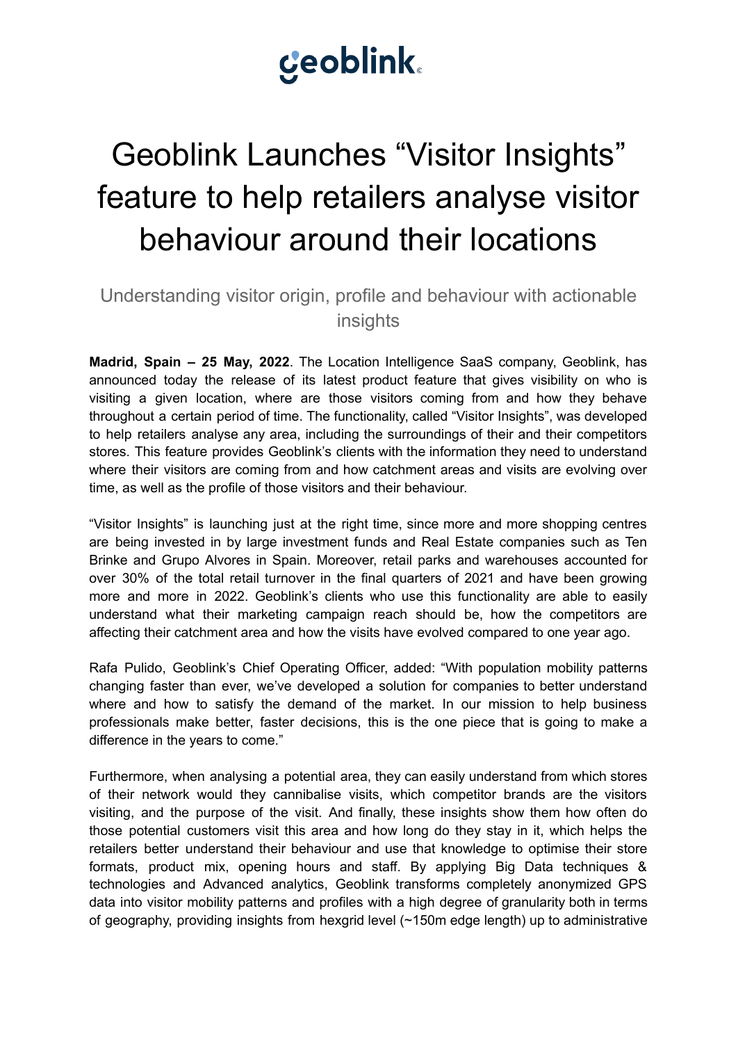geoblink

# Geoblink Launches "Visitor Insights" feature to help retailers analyse visitor behaviour around their locations

## Understanding visitor origin, profile and behaviour with actionable insights

**Madrid, Spain – 25 May, 2022**. The Location Intelligence SaaS company, Geoblink, has announced today the release of its latest product feature that gives visibility on who is visiting a given location, where are those visitors coming from and how they behave throughout a certain period of time. The functionality, called "Visitor Insights", was developed to help retailers analyse any area, including the surroundings of their and their competitors stores. This feature provides Geoblink's clients with the information they need to understand where their visitors are coming from and how catchment areas and visits are evolving over time, as well as the profile of those visitors and their behaviour.

"Visitor Insights" is launching just at the right time, since more and more shopping centres are being invested in by large investment funds and Real Estate companies such as Ten Brinke and Grupo Alvores in Spain. Moreover, retail parks and warehouses accounted for over 30% of the total retail turnover in the final quarters of 2021 and have been growing more and more in 2022. Geoblink's clients who use this functionality are able to easily understand what their marketing campaign reach should be, how the competitors are affecting their catchment area and how the visits have evolved compared to one year ago.

Rafa Pulido, Geoblink's Chief Operating Officer, added: "With population mobility patterns changing faster than ever, we've developed a solution for companies to better understand where and how to satisfy the demand of the market. In our mission to help business professionals make better, faster decisions, this is the one piece that is going to make a difference in the years to come."

Furthermore, when analysing a potential area, they can easily understand from which stores of their network would they cannibalise visits, which competitor brands are the visitors visiting, and the purpose of the visit. And finally, these insights show them how often do those potential customers visit this area and how long do they stay in it, which helps the retailers better understand their behaviour and use that knowledge to optimise their store formats, product mix, opening hours and staff. By applying Big Data techniques & technologies and Advanced analytics, Geoblink transforms completely anonymized GPS data into visitor mobility patterns and profiles with a high degree of granularity both in terms of geography, providing insights from hexgrid level (~150m edge length) up to administrative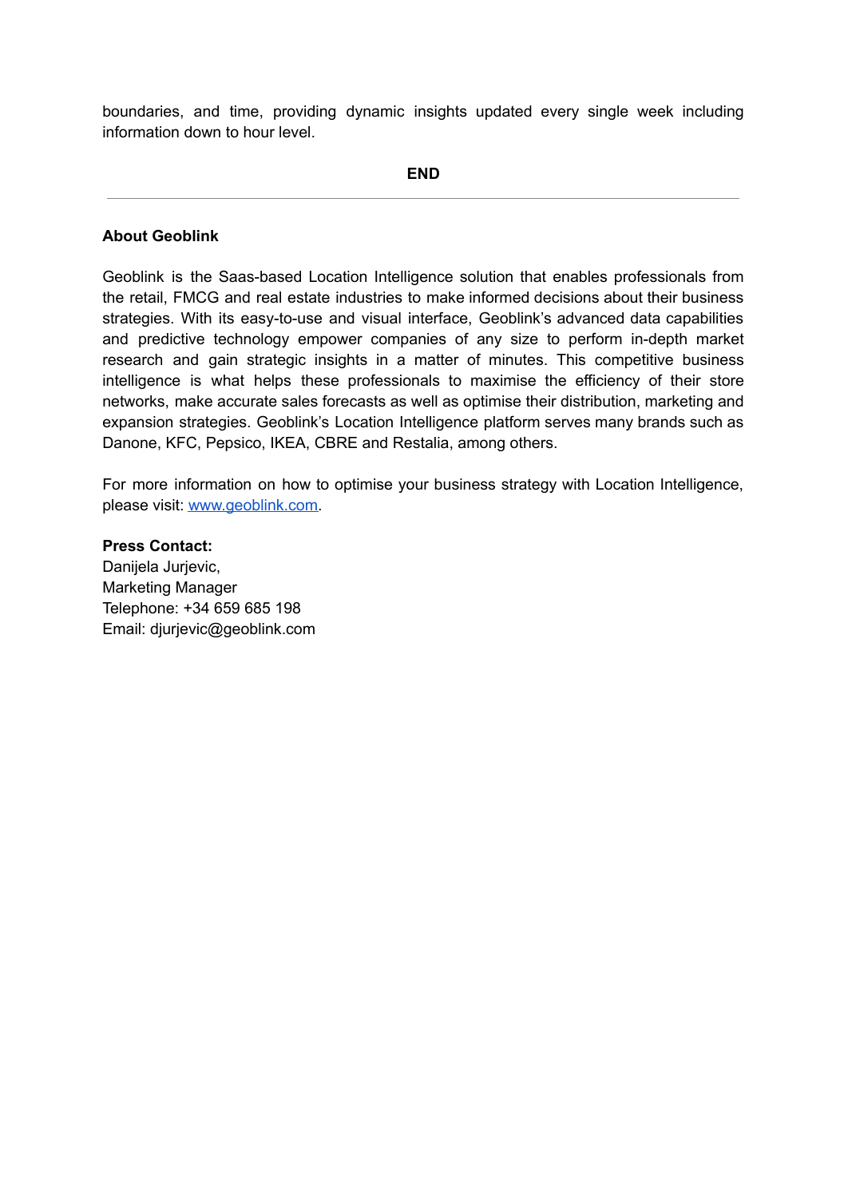boundaries, and time, providing dynamic insights updated every single week including information down to hour level.

**END**

---

**About Geoblink**

Geoblink is the Saas-based Location Intelligence solution that enables professionals from the retail, FMCG and real estate industries to make informed decisions about their business strategies. With its easy-to-use and visual interface, Geoblink's advanced data capabilities and predictive technology empower companies of any size to perform in-depth market research and gain strategic insights in a matter of minutes. This competitive business intelligence is what helps these professionals to maximise the efficiency of their store networks, make accurate sales forecasts as well as optimise their distribution, marketing and expansion strategies. Geoblink's Location Intelligence platform serves many brands such as Danone, KFC, Pepsico, IKEA, CBRE and Restalia, among others.

For more information on how to optimise your business strategy with Location Intelligence, please visit: [www.geoblink.com](http://www.geoblink.com).

**Press Contact:**
Danijela Jurjevic,
Marketing Manager
Telephone: +34 659 685 198
Email: djurjevic@geoblink.com